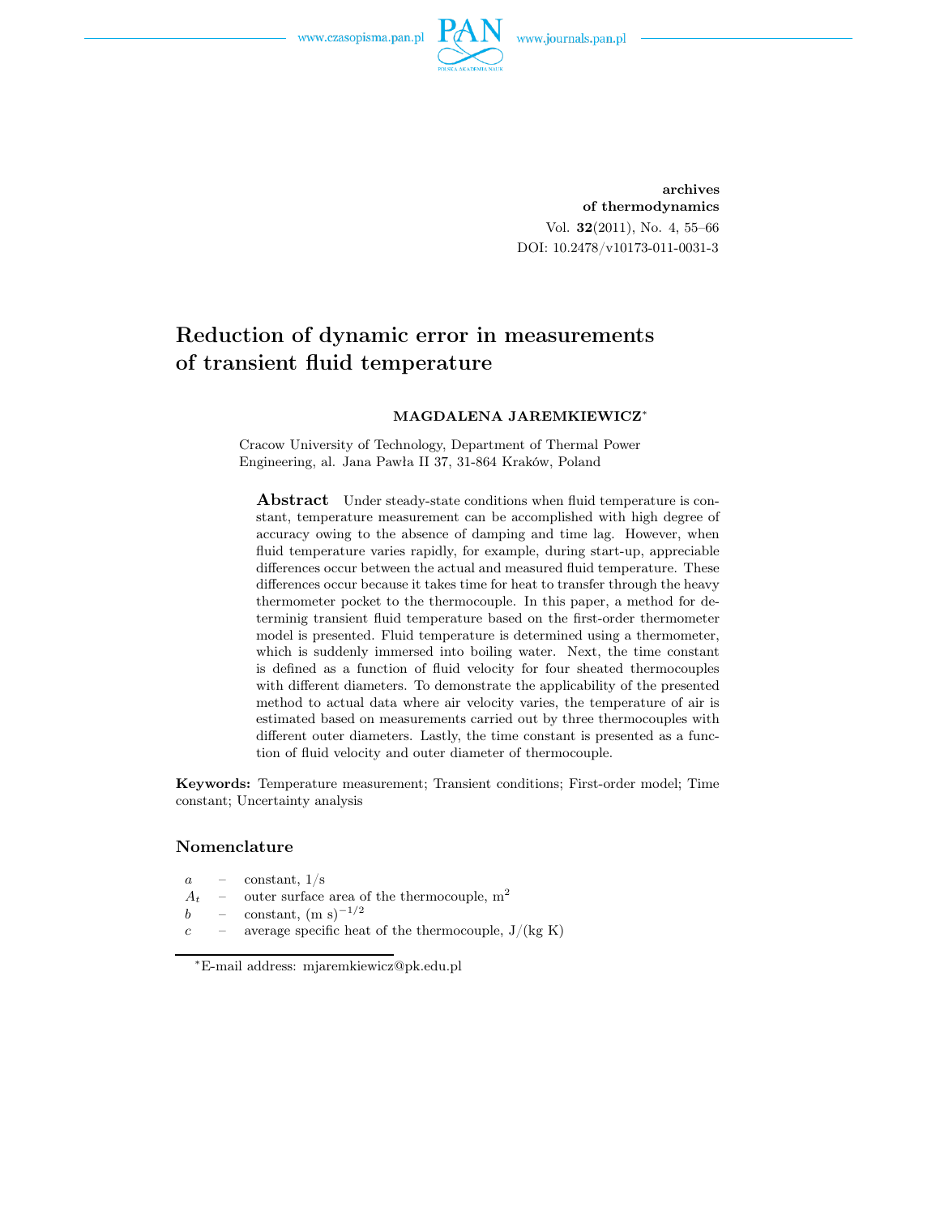archives
of thermodynamics
Vol. **32**(2011), No. 4, 55–66
DOI: 10.2478/v10173-011-0031-3

# Reduction of dynamic error in measurements of transient fluid temperature

**MAGDALENA JAREMKIEWICZ**[*]

Cracow University of Technology, Department of Thermal Power Engineering, al. Jana Pawła II 37, 31-864 Kraków, Poland

**Abstract** Under steady-state conditions when fluid temperature is constant, temperature measurement can be accomplished with high degree of accuracy owing to the absence of damping and time lag. However, when fluid temperature varies rapidly, for example, during start-up, appreciable differences occur between the actual and measured fluid temperature. These differences occur because it takes time for heat to transfer through the heavy thermometer pocket to the thermocouple. In this paper, a method for determinig transient fluid temperature based on the first-order thermometer model is presented. Fluid temperature is determined using a thermometer, which is suddenly immersed into boiling water. Next, the time constant is defined as a function of fluid velocity for four sheated thermocouples with different diameters. To demonstrate the applicability of the presented method to actual data where air velocity varies, the temperature of air is estimated based on measurements carried out by three thermocouples with different outer diameters. Lastly, the time constant is presented as a function of fluid velocity and outer diameter of thermocouple.

**Keywords:** Temperature measurement; Transient conditions; First-order model; Time constant; Uncertainty analysis

## Nomenclature

| | | |
|---|---|---|
| $a$ | – | constant, 1/s |
| $A_t$ | – | outer surface area of the thermocouple, m$^2$ |
| $b$ | – | constant, (m s)$^{-1/2}$ |
| $c$ | – | average specific heat of the thermocouple, J/(kg K) |

[*]E-mail address: mjaremkiewicz@pk.edu.pl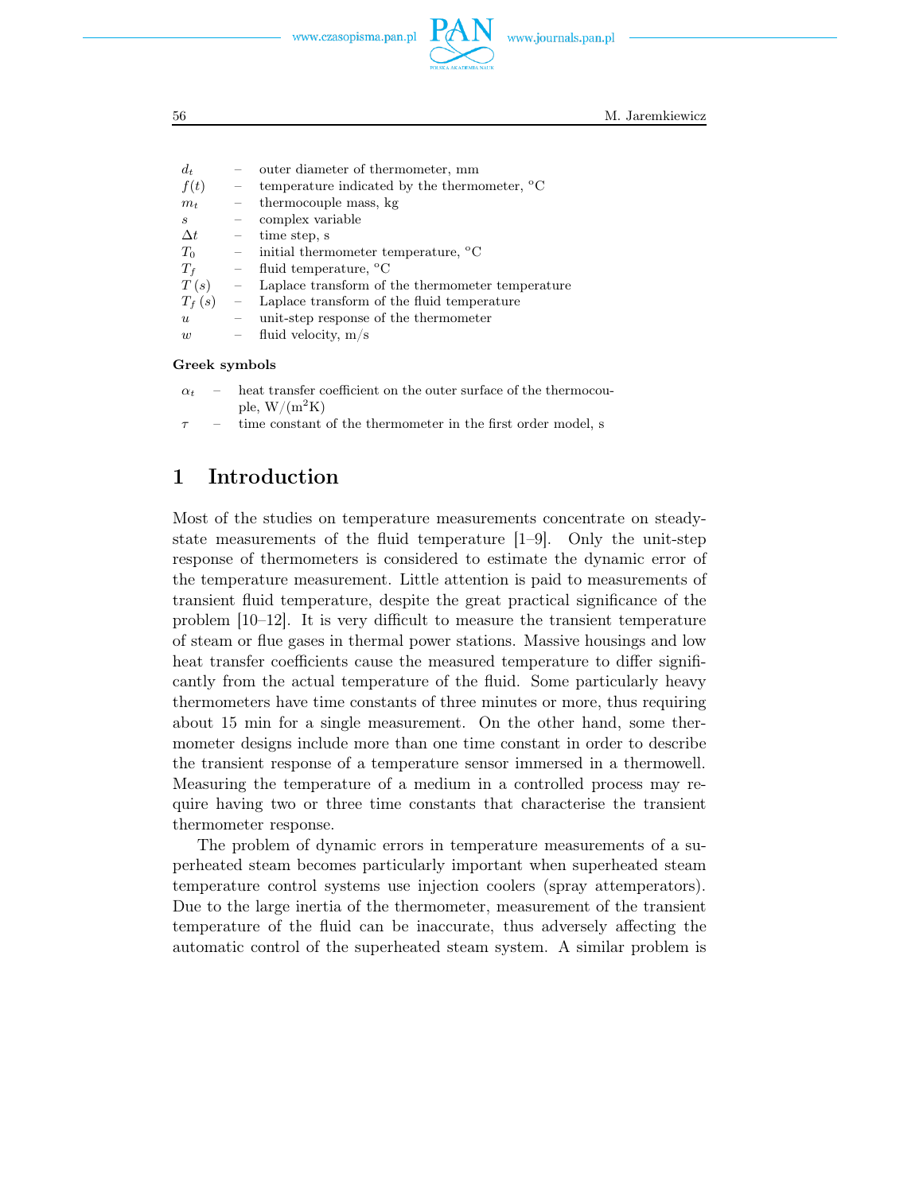$d_t$ – outer diameter of thermometer, mm
$f(t)$ – temperature indicated by the thermometer, °C
$m_t$ – thermocouple mass, kg
$s$ – complex variable
$\Delta t$ – time step, s
$T_0$ – initial thermometer temperature, °C
$T_f$ – fluid temperature, °C
$T(s)$ – Laplace transform of the thermometer temperature
$T_f(s)$ – Laplace transform of the fluid temperature
$u$ – unit-step response of the thermometer
$w$ – fluid velocity, m/s

**Greek symbols**

$\alpha_t$ – heat transfer coefficient on the outer surface of the thermocouple, W/(m$^2$K)
$\tau$ – time constant of the thermometer in the first order model, s

## 1 Introduction

Most of the studies on temperature measurements concentrate on steady-state measurements of the fluid temperature [1–9]. Only the unit-step response of thermometers is considered to estimate the dynamic error of the temperature measurement. Little attention is paid to measurements of transient fluid temperature, despite the great practical significance of the problem [10–12]. It is very difficult to measure the transient temperature of steam or flue gases in thermal power stations. Massive housings and low heat transfer coefficients cause the measured temperature to differ significantly from the actual temperature of the fluid. Some particularly heavy thermometers have time constants of three minutes or more, thus requiring about 15 min for a single measurement. On the other hand, some thermometer designs include more than one time constant in order to describe the transient response of a temperature sensor immersed in a thermowell. Measuring the temperature of a medium in a controlled process may require having two or three time constants that characterise the transient thermometer response.

The problem of dynamic errors in temperature measurements of a superheated steam becomes particularly important when superheated steam temperature control systems use injection coolers (spray attemperators). Due to the large inertia of the thermometer, measurement of the transient temperature of the fluid can be inaccurate, thus adversely affecting the automatic control of the superheated steam system. A similar problem is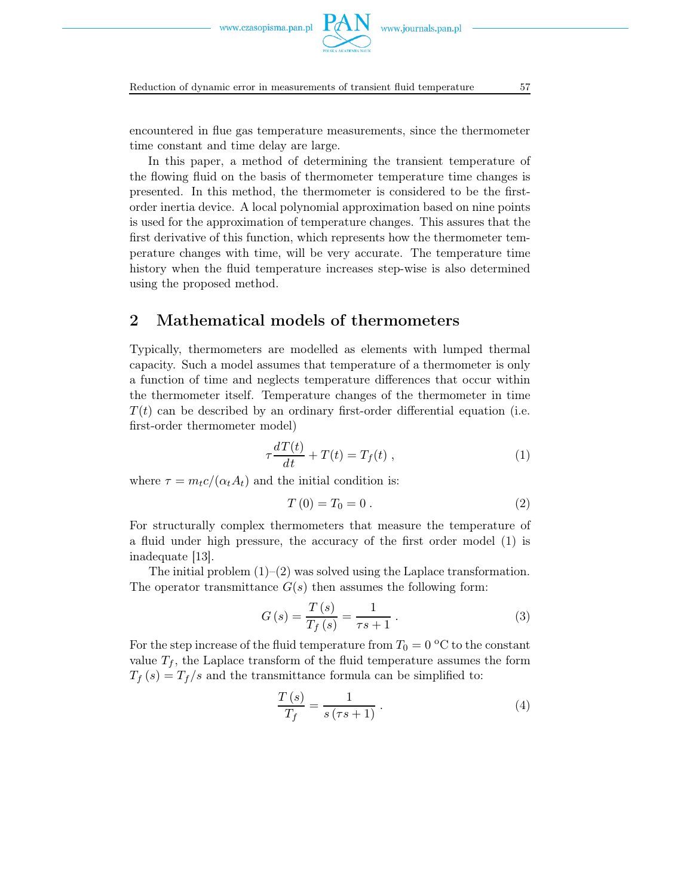encountered in flue gas temperature measurements, since the thermometer time constant and time delay are large.

In this paper, a method of determining the transient temperature of the flowing fluid on the basis of thermometer temperature time changes is presented. In this method, the thermometer is considered to be the first-order inertia device. A local polynomial approximation based on nine points is used for the approximation of temperature changes. This assures that the first derivative of this function, which represents how the thermometer temperature changes with time, will be very accurate. The temperature time history when the fluid temperature increases step-wise is also determined using the proposed method.

## 2 Mathematical models of thermometers

Typically, thermometers are modelled as elements with lumped thermal capacity. Such a model assumes that temperature of a thermometer is only a function of time and neglects temperature differences that occur within the thermometer itself. Temperature changes of the thermometer in time $T(t)$ can be described by an ordinary first-order differential equation (i.e. first-order thermometer model)

$$\tau \frac{dT(t)}{dt} + T(t) = T_f(t) \; , \tag{1}$$

where $\tau = m_t c/(\alpha_t A_t)$ and the initial condition is:

$$T\left(0\right) = T_0 = 0 \; . \tag{2}$$

For structurally complex thermometers that measure the temperature of a fluid under high pressure, the accuracy of the first order model (1) is inadequate [13].

The initial problem (1)–(2) was solved using the Laplace transformation. The operator transmittance $G(s)$ then assumes the following form:

$$G\left(s\right) = \frac{T\left(s\right)}{T_f\left(s\right)} = \frac{1}{\tau s + 1} \; . \tag{3}$$

For the step increase of the fluid temperature from $T_0 = 0$ °C to the constant value $T_f$, the Laplace transform of the fluid temperature assumes the form $T_f\left(s\right) = T_f/s$ and the transmittance formula can be simplified to:

$$\frac{T\left(s\right)}{T_f} = \frac{1}{s\left(\tau s + 1\right)} \; . \tag{4}$$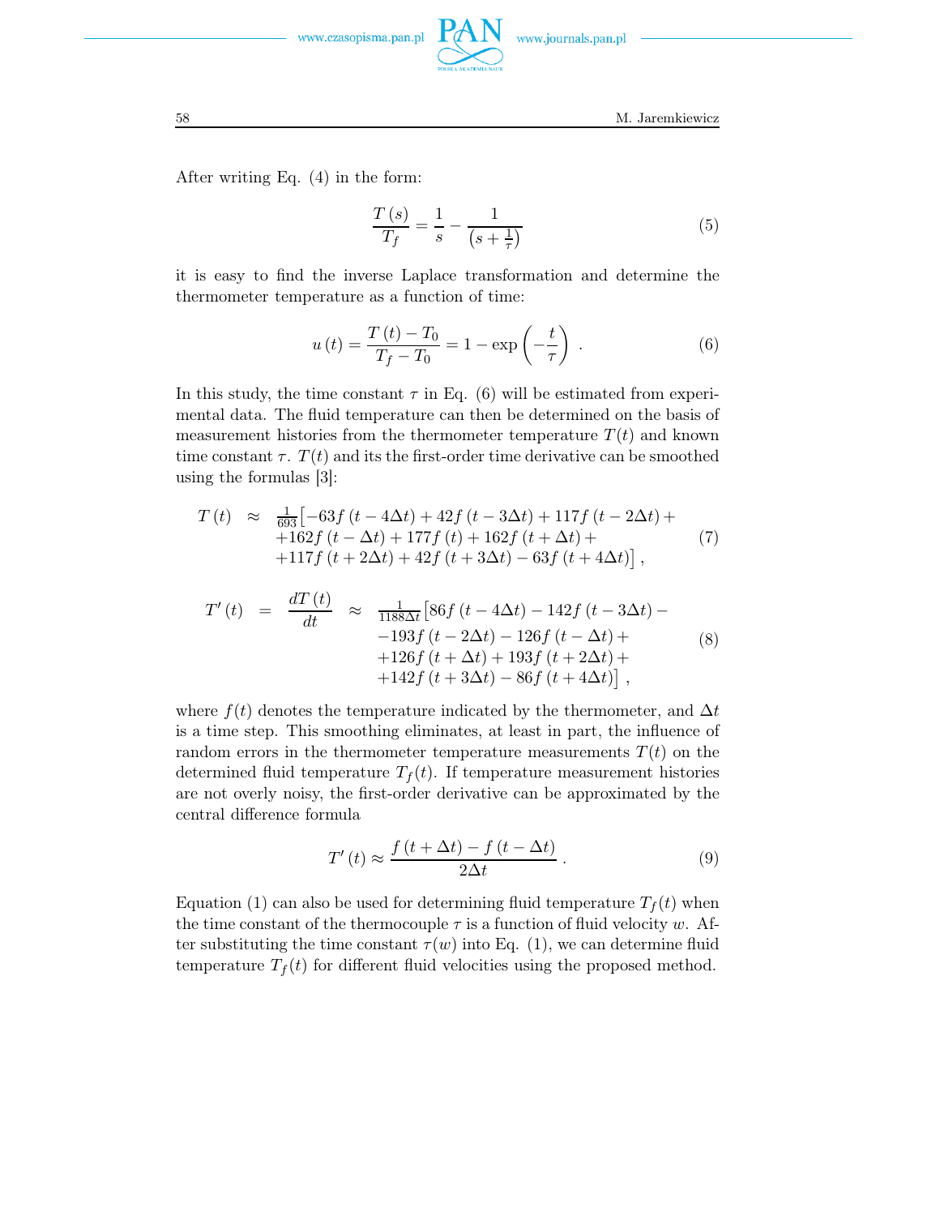After writing Eq. (4) in the form:

$$\frac{T(s)}{T_f} = \frac{1}{s} - \frac{1}{\left(s + \frac{1}{\tau}\right)} \tag{5}$$

it is easy to find the inverse Laplace transformation and determine the thermometer temperature as a function of time:

$$u(t) = \frac{T(t) - T_0}{T_f - T_0} = 1 - \exp\left(-\frac{t}{\tau}\right) . \tag{6}$$

In this study, the time constant $\tau$ in Eq. (6) will be estimated from experimental data. The fluid temperature can then be determined on the basis of measurement histories from the thermometer temperature $T(t)$ and known time constant $\tau$. $T(t)$ and its the first-order time derivative can be smoothed using the formulas [3]:

$$\begin{aligned} T(t) \approx\ & \tfrac{1}{693}\big[-63f(t-4\Delta t) + 42f(t-3\Delta t) + 117f(t-2\Delta t) + \\ & +162f(t-\Delta t) + 177f(t) + 162f(t+\Delta t) + \\ & +117f(t+2\Delta t) + 42f(t+3\Delta t) - 63f(t+4\Delta t)\big] , \end{aligned} \tag{7}$$

$$\begin{aligned} T'(t) = \frac{dT(t)}{dt} \approx\ & \tfrac{1}{1188\Delta t}\big[86f(t-4\Delta t) - 142f(t-3\Delta t) - \\ & -193f(t-2\Delta t) - 126f(t-\Delta t) + \\ & +126f(t+\Delta t) + 193f(t+2\Delta t) + \\ & +142f(t+3\Delta t) - 86f(t+4\Delta t)\big] , \end{aligned} \tag{8}$$

where $f(t)$ denotes the temperature indicated by the thermometer, and $\Delta t$ is a time step. This smoothing eliminates, at least in part, the influence of random errors in the thermometer temperature measurements $T(t)$ on the determined fluid temperature $T_f(t)$. If temperature measurement histories are not overly noisy, the first-order derivative can be approximated by the central difference formula

$$T'(t) \approx \frac{f(t+\Delta t) - f(t-\Delta t)}{2\Delta t} . \tag{9}$$

Equation (1) can also be used for determining fluid temperature $T_f(t)$ when the time constant of the thermocouple $\tau$ is a function of fluid velocity $w$. After substituting the time constant $\tau(w)$ into Eq. (1), we can determine fluid temperature $T_f(t)$ for different fluid velocities using the proposed method.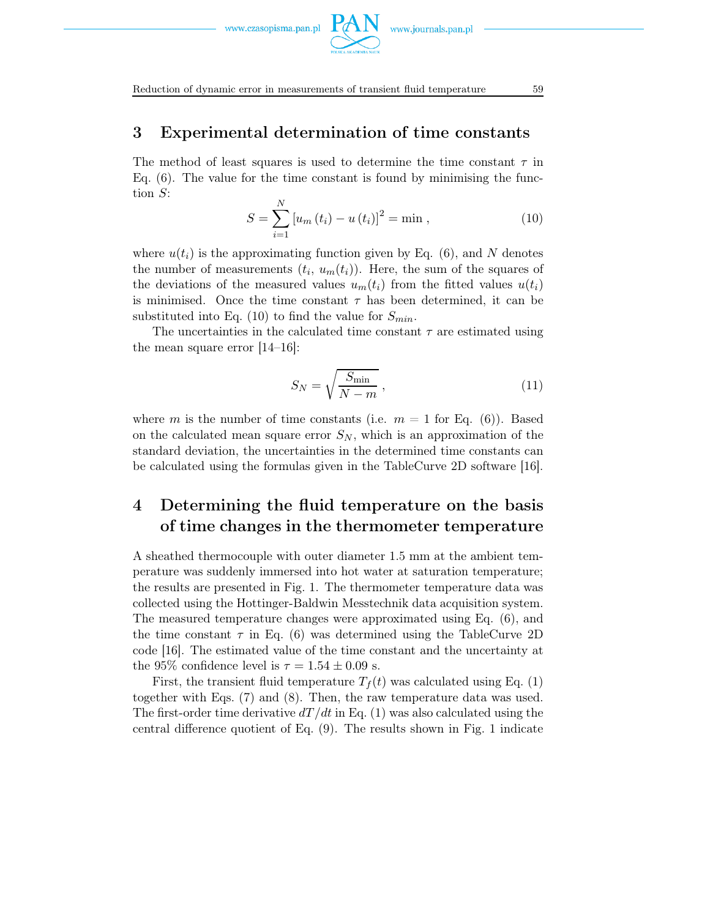## 3 Experimental determination of time constants

The method of least squares is used to determine the time constant $\tau$ in Eq. (6). The value for the time constant is found by minimising the function $S$:

$$S = \sum_{i=1}^{N} \left[ u_m \left( t_i \right) - u \left( t_i \right) \right]^2 = \min \,, \tag{10}$$

where $u(t_i)$ is the approximating function given by Eq. (6), and $N$ denotes the number of measurements $(t_i,\, u_m(t_i))$. Here, the sum of the squares of the deviations of the measured values $u_m(t_i)$ from the fitted values $u(t_i)$ is minimised. Once the time constant $\tau$ has been determined, it can be substituted into Eq. (10) to find the value for $S_{min}$.

The uncertainties in the calculated time constant $\tau$ are estimated using the mean square error [14–16]:

$$S_N = \sqrt{\frac{S_{\min}}{N - m}} \,, \tag{11}$$

where $m$ is the number of time constants (i.e. $m = 1$ for Eq. (6)). Based on the calculated mean square error $S_N$, which is an approximation of the standard deviation, the uncertainties in the determined time constants can be calculated using the formulas given in the TableCurve 2D software [16].

## 4 Determining the fluid temperature on the basis of time changes in the thermometer temperature

A sheathed thermocouple with outer diameter 1.5 mm at the ambient temperature was suddenly immersed into hot water at saturation temperature; the results are presented in Fig. 1. The thermometer temperature data was collected using the Hottinger-Baldwin Messtechnik data acquisition system. The measured temperature changes were approximated using Eq. (6), and the time constant $\tau$ in Eq. (6) was determined using the TableCurve 2D code [16]. The estimated value of the time constant and the uncertainty at the 95% confidence level is $\tau = 1.54 \pm 0.09$ s.

First, the transient fluid temperature $T_f(t)$ was calculated using Eq. (1) together with Eqs. (7) and (8). Then, the raw temperature data was used. The first-order time derivative $dT/dt$ in Eq. (1) was also calculated using the central difference quotient of Eq. (9). The results shown in Fig. 1 indicate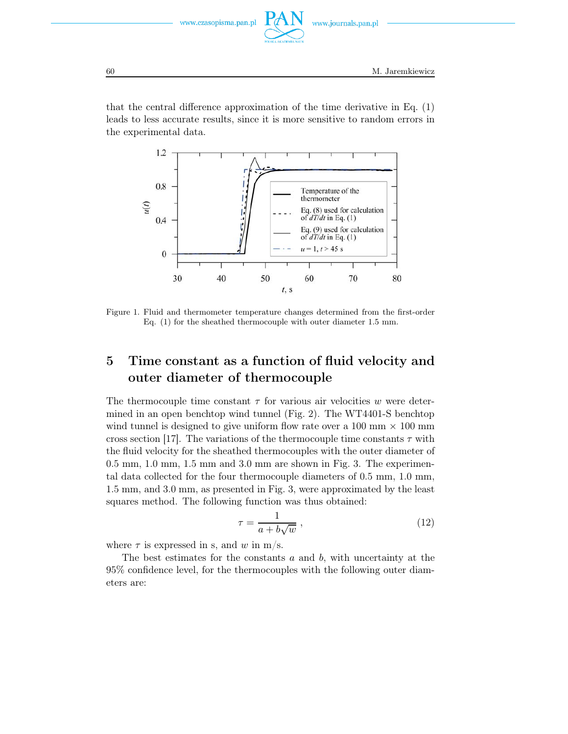that the central difference approximation of the time derivative in Eq. (1) leads to less accurate results, since it is more sensitive to random errors in the experimental data.

Figure 1. Fluid and thermometer temperature changes determined from the first-order Eq. (1) for the sheathed thermocouple with outer diameter 1.5 mm.

## 5 Time constant as a function of fluid velocity and outer diameter of thermocouple

The thermocouple time constant $\tau$ for various air velocities $w$ were determined in an open benchtop wind tunnel (Fig. 2). The WT4401-S benchtop wind tunnel is designed to give uniform flow rate over a 100 mm $\times$ 100 mm cross section [17]. The variations of the thermocouple time constants $\tau$ with the fluid velocity for the sheathed thermocouples with the outer diameter of 0.5 mm, 1.0 mm, 1.5 mm and 3.0 mm are shown in Fig. 3. The experimental data collected for the four thermocouple diameters of 0.5 mm, 1.0 mm, 1.5 mm, and 3.0 mm, as presented in Fig. 3, were approximated by the least squares method. The following function was thus obtained:

$$\tau = \frac{1}{a + b\sqrt{w}} \, , \tag{12}$$

where $\tau$ is expressed in s, and $w$ in m/s.

The best estimates for the constants $a$ and $b$, with uncertainty at the 95% confidence level, for the thermocouples with the following outer diameters are: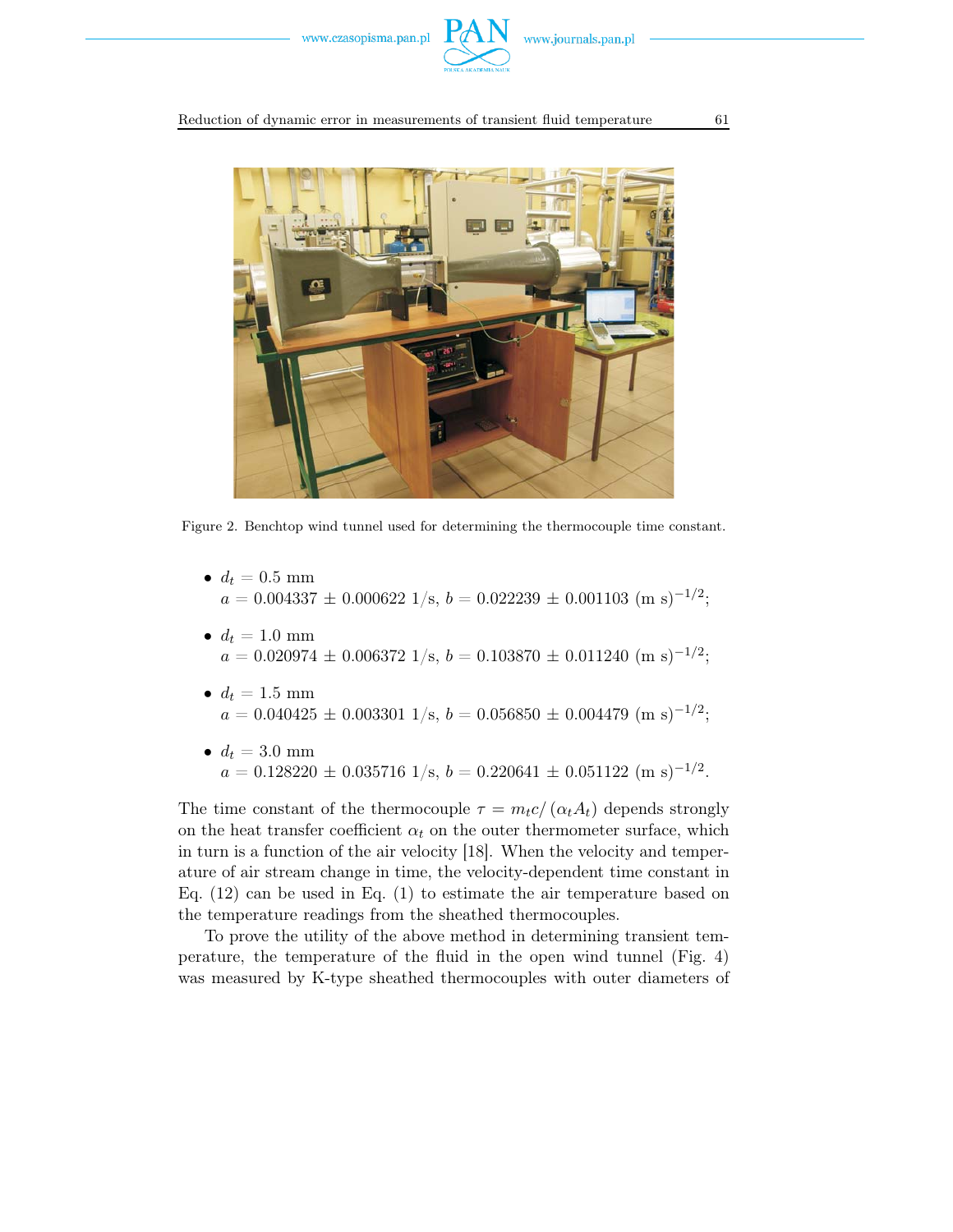Figure 2. Benchtop wind tunnel used for determining the thermocouple time constant.

- $d_t = 0.5$ mm
  $a = 0.004337 \pm 0.000622$ 1/s, $b = 0.022239 \pm 0.001103$ (m s)$^{-1/2}$;
- $d_t = 1.0$ mm
  $a = 0.020974 \pm 0.006372$ 1/s, $b = 0.103870 \pm 0.011240$ (m s)$^{-1/2}$;
- $d_t = 1.5$ mm
  $a = 0.040425 \pm 0.003301$ 1/s, $b = 0.056850 \pm 0.004479$ (m s)$^{-1/2}$;
- $d_t = 3.0$ mm
  $a = 0.128220 \pm 0.035716$ 1/s, $b = 0.220641 \pm 0.051122$ (m s)$^{-1/2}$.

The time constant of the thermocouple $\tau = m_t c / (\alpha_t A_t)$ depends strongly on the heat transfer coefficient $\alpha_t$ on the outer thermometer surface, which in turn is a function of the air velocity [18]. When the velocity and temperature of air stream change in time, the velocity-dependent time constant in Eq. (12) can be used in Eq. (1) to estimate the air temperature based on the temperature readings from the sheathed thermocouples.

To prove the utility of the above method in determining transient temperature, the temperature of the fluid in the open wind tunnel (Fig. 4) was measured by K-type sheathed thermocouples with outer diameters of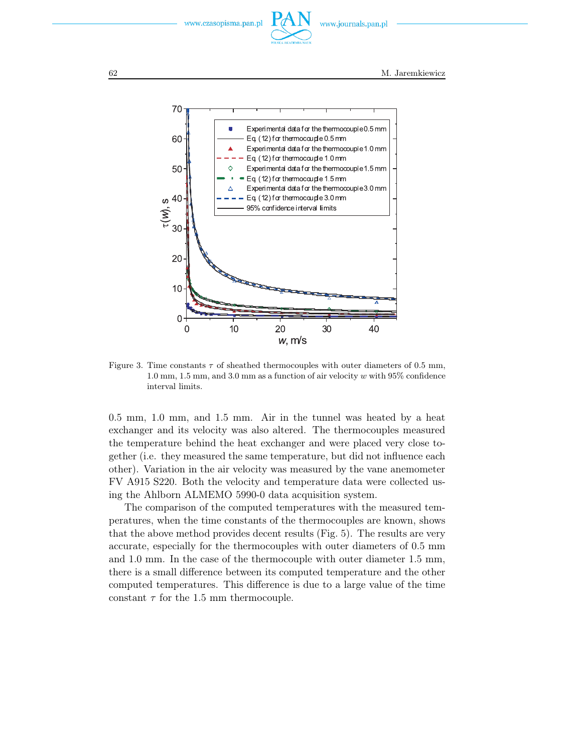Figure 3. Time constants $\tau$ of sheathed thermocouples with outer diameters of 0.5 mm, 1.0 mm, 1.5 mm, and 3.0 mm as a function of air velocity $w$ with 95% confidence interval limits.

0.5 mm, 1.0 mm, and 1.5 mm. Air in the tunnel was heated by a heat exchanger and its velocity was also altered. The thermocouples measured the temperature behind the heat exchanger and were placed very close together (i.e. they measured the same temperature, but did not influence each other). Variation in the air velocity was measured by the vane anemometer FV A915 S220. Both the velocity and temperature data were collected using the Ahlborn ALMEMO 5990-0 data acquisition system.

The comparison of the computed temperatures with the measured temperatures, when the time constants of the thermocouples are known, shows that the above method provides decent results (Fig. 5). The results are very accurate, especially for the thermocouples with outer diameters of 0.5 mm and 1.0 mm. In the case of the thermocouple with outer diameter 1.5 mm, there is a small difference between its computed temperature and the other computed temperatures. This difference is due to a large value of the time constant $\tau$ for the 1.5 mm thermocouple.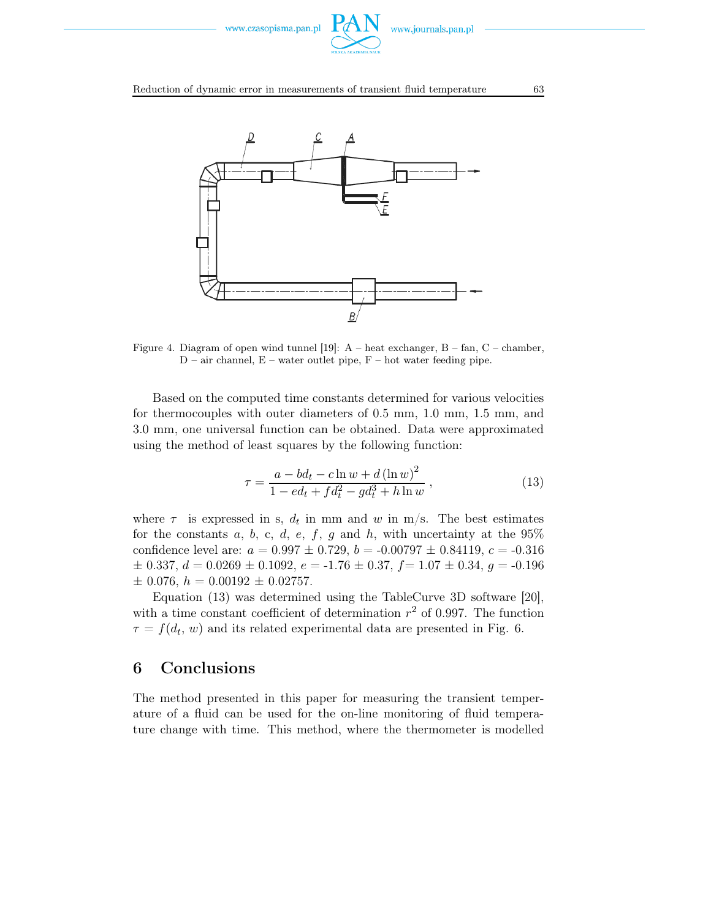Figure 4. Diagram of open wind tunnel [19]: A – heat exchanger, B – fan, C – chamber, D – air channel, E – water outlet pipe, F – hot water feeding pipe.

Based on the computed time constants determined for various velocities for thermocouples with outer diameters of 0.5 mm, 1.0 mm, 1.5 mm, and 3.0 mm, one universal function can be obtained. Data were approximated using the method of least squares by the following function:

$$\tau = \frac{a - bd_t - c\ln w + d\left(\ln w\right)^2}{1 - ed_t + fd_t^2 - gd_t^3 + h\ln w}\,, \tag{13}$$

where $\tau$ is expressed in s, $d_t$ in mm and $w$ in m/s. The best estimates for the constants $a$, $b$, c, $d$, $e$, $f$, $g$ and $h$, with uncertainty at the 95% confidence level are: $a$ = 0.997 ± 0.729, $b$ = -0.00797 ± 0.84119, $c$ = -0.316 ± 0.337, $d$ = 0.0269 ± 0.1092, $e$ = -1.76 ± 0.37, $f$= 1.07 ± 0.34, $g$ = -0.196 ± 0.076, $h$ = 0.00192 ± 0.02757.

Equation (13) was determined using the TableCurve 3D software [20], with a time constant coefficient of determination $r^2$ of 0.997. The function $\tau = f(d_t,\, w)$ and its related experimental data are presented in Fig. 6.

## 6 Conclusions

The method presented in this paper for measuring the transient temperature of a fluid can be used for the on-line monitoring of fluid temperature change with time. This method, where the thermometer is modelled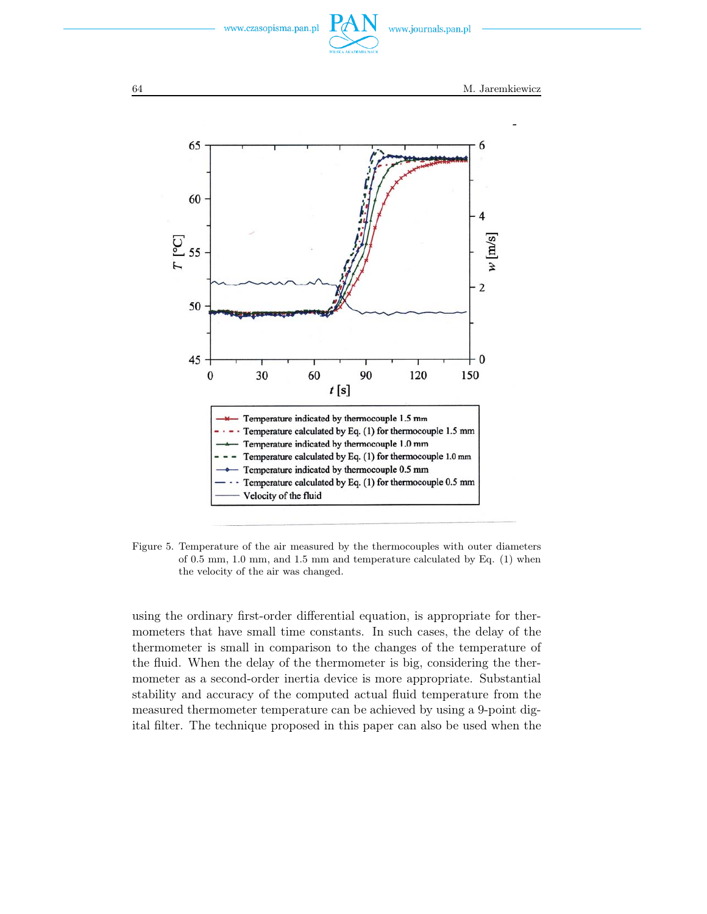Figure 5. Temperature of the air measured by the thermocouples with outer diameters of 0.5 mm, 1.0 mm, and 1.5 mm and temperature calculated by Eq. (1) when the velocity of the air was changed.

using the ordinary first-order differential equation, is appropriate for thermometers that have small time constants. In such cases, the delay of the thermometer is small in comparison to the changes of the temperature of the fluid. When the delay of the thermometer is big, considering the thermometer as a second-order inertia device is more appropriate. Substantial stability and accuracy of the computed actual fluid temperature from the measured thermometer temperature can be achieved by using a 9-point digital filter. The technique proposed in this paper can also be used when the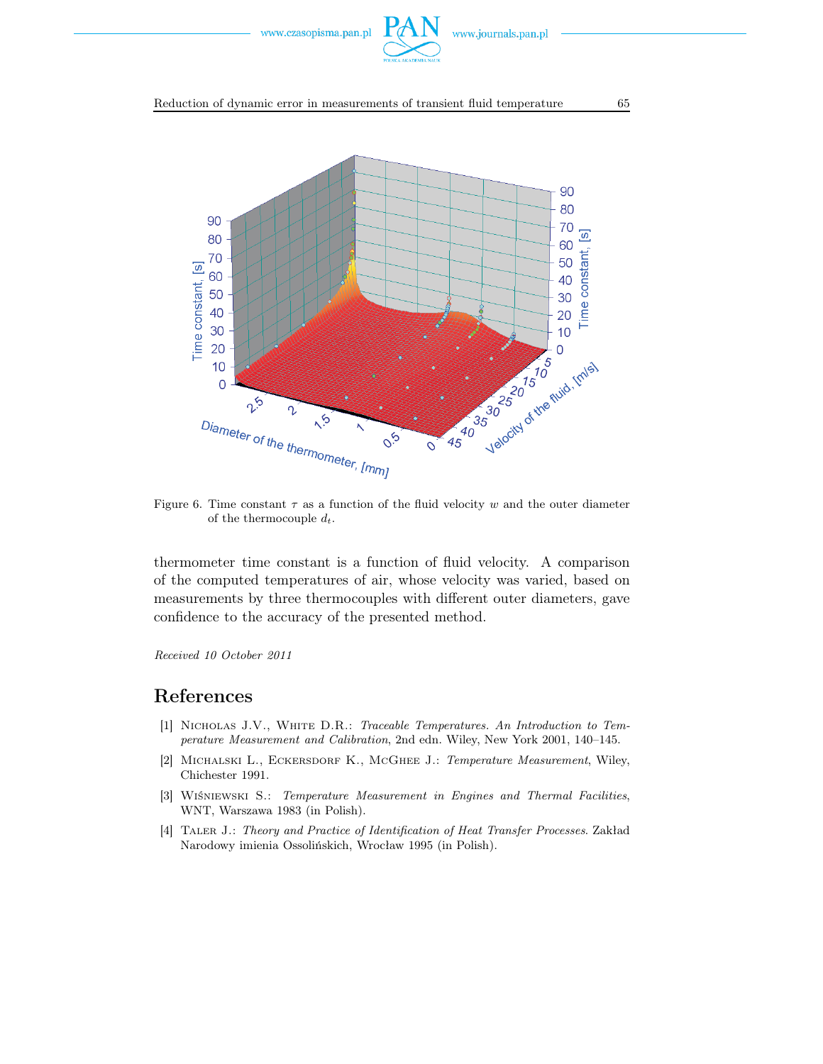Figure 6. Time constant $\tau$ as a function of the fluid velocity $w$ and the outer diameter of the thermocouple $d_t$.

thermometer time constant is a function of fluid velocity. A comparison of the computed temperatures of air, whose velocity was varied, based on measurements by three thermocouples with different outer diameters, gave confidence to the accuracy of the presented method.

*Received 10 October 2011*

# References

[1] Nicholas J.V., White D.R.: *Traceable Temperatures. An Introduction to Temperature Measurement and Calibration*, 2nd edn. Wiley, New York 2001, 140–145.

[2] Michalski L., Eckersdorf K., McGhee J.: *Temperature Measurement*, Wiley, Chichester 1991.

[3] Wiśniewski S.: *Temperature Measurement in Engines and Thermal Facilities*, WNT, Warszawa 1983 (in Polish).

[4] Taler J.: *Theory and Practice of Identification of Heat Transfer Processes*. Zakład Narodowy imienia Ossolińskich, Wrocław 1995 (in Polish).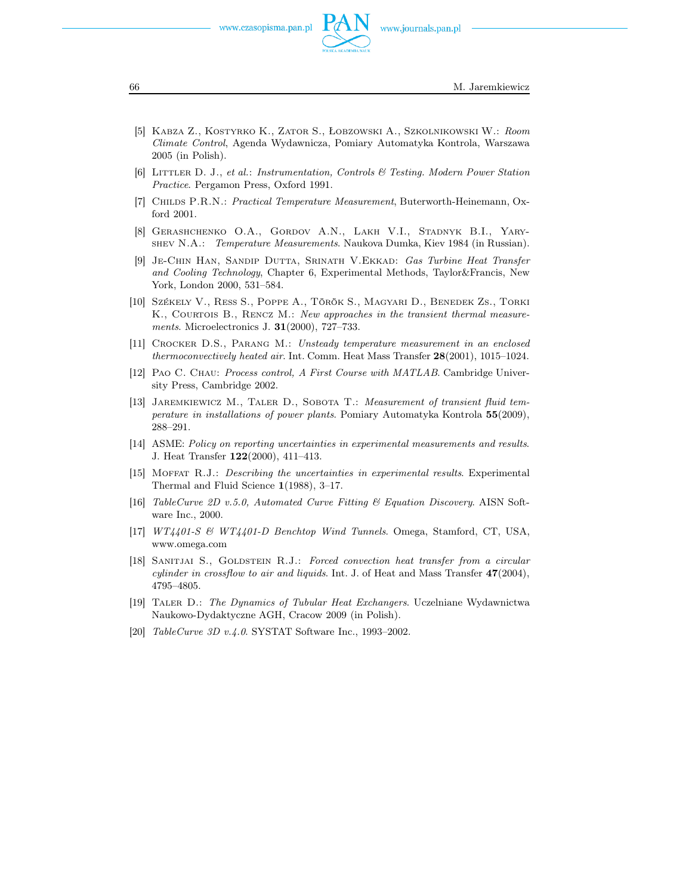[5] Kabza Z., Kostyrko K., Zator S., Łobzowski A., Szkolnikowski W.: *Room Climate Control*, Agenda Wydawnicza, Pomiary Automatyka Kontrola, Warszawa 2005 (in Polish).

[6] Littler D. J., *et al.*: *Instrumentation, Controls & Testing. Modern Power Station Practice*. Pergamon Press, Oxford 1991.

[7] Childs P.R.N.: *Practical Temperature Measurement*, Buterworth-Heinemann, Oxford 2001.

[8] Gerashchenko O.A., Gordov A.N., Lakh V.I., Stadnyk B.I., Yaryshev N.A.: *Temperature Measurements*. Naukova Dumka, Kiev 1984 (in Russian).

[9] Je-Chin Han, Sandip Dutta, Srinath V.Ekkad: *Gas Turbine Heat Transfer and Cooling Technology*, Chapter 6, Experimental Methods, Taylor&Francis, New York, London 2000, 531–584.

[10] Székely V., Ress S., Poppe A., Török S., Magyari D., Benedek Zs., Torki K., Courtois B., Rencz M.: *New approaches in the transient thermal measurements*. Microelectronics J. **31**(2000), 727–733.

[11] Crocker D.S., Parang M.: *Unsteady temperature measurement in an enclosed thermoconvectively heated air*. Int. Comm. Heat Mass Transfer **28**(2001), 1015–1024.

[12] Pao C. Chau: *Process control, A First Course with MATLAB*. Cambridge University Press, Cambridge 2002.

[13] Jaremkiewicz M., Taler D., Sobota T.: *Measurement of transient fluid temperature in installations of power plants*. Pomiary Automatyka Kontrola **55**(2009), 288–291.

[14] ASME: *Policy on reporting uncertainties in experimental measurements and results*. J. Heat Transfer **122**(2000), 411–413.

[15] Moffat R.J.: *Describing the uncertainties in experimental results*. Experimental Thermal and Fluid Science **1**(1988), 3–17.

[16] *TableCurve 2D v.5.0, Automated Curve Fitting & Equation Discovery*. AISN Software Inc., 2000.

[17] *WT4401-S & WT4401-D Benchtop Wind Tunnels*. Omega, Stamford, CT, USA, www.omega.com

[18] Sanitjai S., Goldstein R.J.: *Forced convection heat transfer from a circular cylinder in crossflow to air and liquids*. Int. J. of Heat and Mass Transfer **47**(2004), 4795–4805.

[19] Taler D.: *The Dynamics of Tubular Heat Exchangers*. Uczelniane Wydawnictwa Naukowo-Dydaktyczne AGH, Cracow 2009 (in Polish).

[20] *TableCurve 3D v.4.0*. SYSTAT Software Inc., 1993–2002.